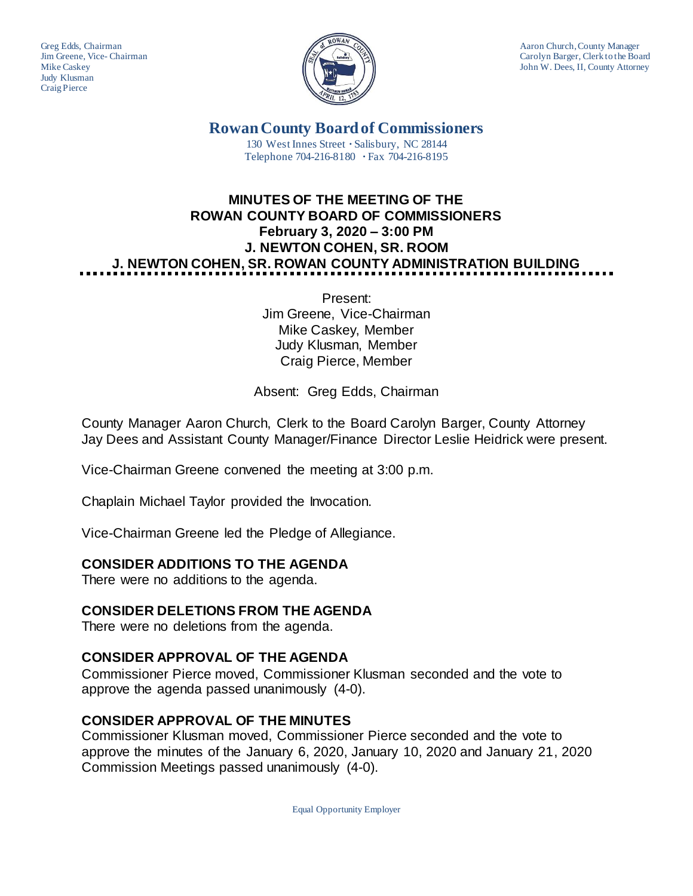Greg Edds, Chairman
Jim Greene, Vice- Chairman
Mike Caskey
Judy Klusman
Craig Pierce

Aaron Church, County Manager
Carolyn Barger, Clerk to the Board
John W. Dees, II, County Attorney

# Rowan County Board of Commissioners

130 West Innes Street · Salisbury, NC 28144
Telephone 704-216-8180 · Fax 704-216-8195

## MINUTES OF THE MEETING OF THE ROWAN COUNTY BOARD OF COMMISSIONERS
## February 3, 2020 – 3:00 PM
## J. NEWTON COHEN, SR. ROOM
## J. NEWTON COHEN, SR. ROWAN COUNTY ADMINISTRATION BUILDING

Present:
Jim Greene, Vice-Chairman
Mike Caskey, Member
Judy Klusman, Member
Craig Pierce, Member

Absent: Greg Edds, Chairman

County Manager Aaron Church, Clerk to the Board Carolyn Barger, County Attorney Jay Dees and Assistant County Manager/Finance Director Leslie Heidrick were present.

Vice-Chairman Greene convened the meeting at 3:00 p.m.

Chaplain Michael Taylor provided the Invocation.

Vice-Chairman Greene led the Pledge of Allegiance.

### CONSIDER ADDITIONS TO THE AGENDA

There were no additions to the agenda.

### CONSIDER DELETIONS FROM THE AGENDA

There were no deletions from the agenda.

### CONSIDER APPROVAL OF THE AGENDA

Commissioner Pierce moved, Commissioner Klusman seconded and the vote to approve the agenda passed unanimously (4-0).

### CONSIDER APPROVAL OF THE MINUTES

Commissioner Klusman moved, Commissioner Pierce seconded and the vote to approve the minutes of the January 6, 2020, January 10, 2020 and January 21, 2020 Commission Meetings passed unanimously (4-0).

Equal Opportunity Employer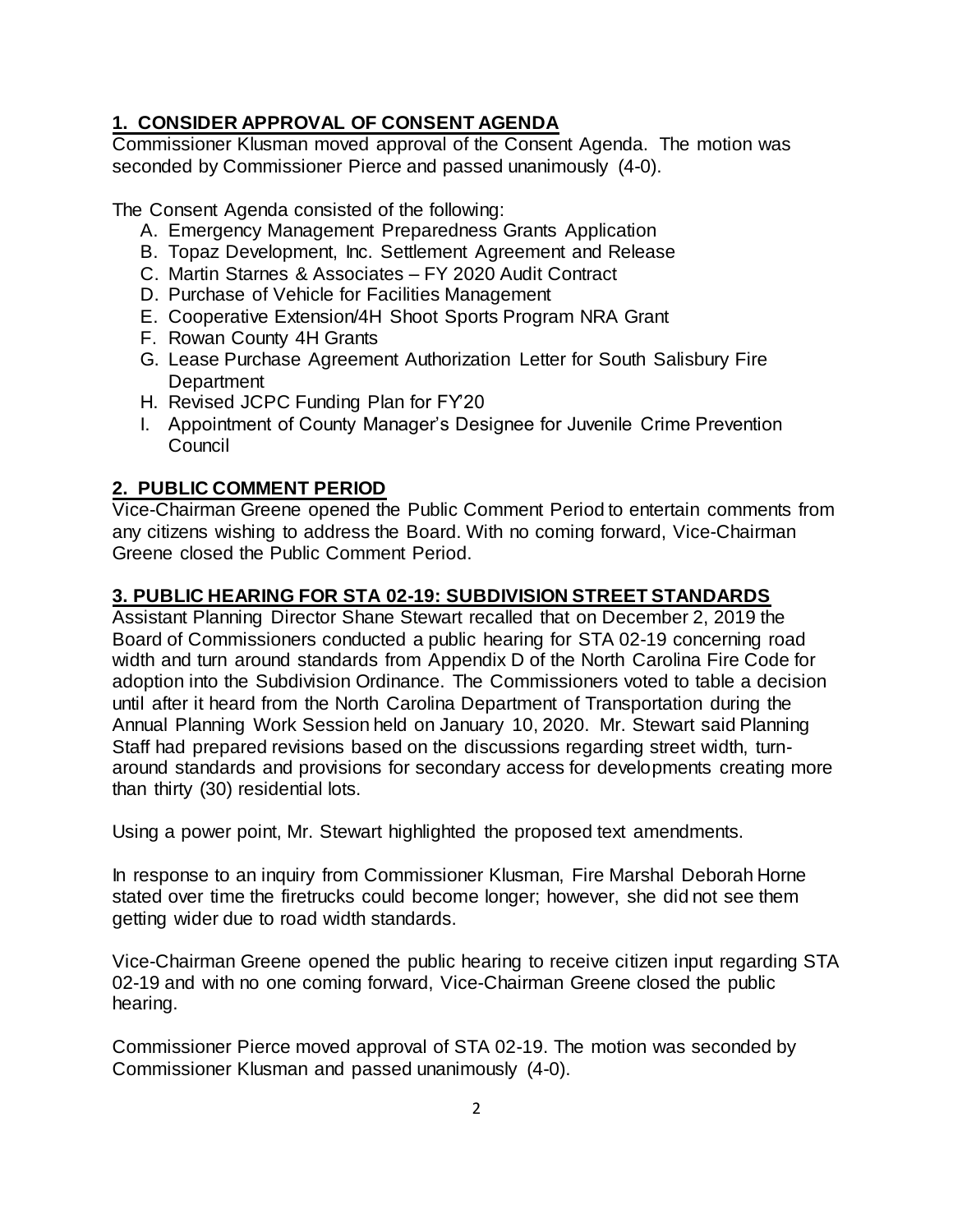## 1. CONSIDER APPROVAL OF CONSENT AGENDA

Commissioner Klusman moved approval of the Consent Agenda. The motion was seconded by Commissioner Pierce and passed unanimously (4-0).

The Consent Agenda consisted of the following:

A. Emergency Management Preparedness Grants Application
B. Topaz Development, Inc. Settlement Agreement and Release
C. Martin Starnes & Associates – FY 2020 Audit Contract
D. Purchase of Vehicle for Facilities Management
E. Cooperative Extension/4H Shoot Sports Program NRA Grant
F. Rowan County 4H Grants
G. Lease Purchase Agreement Authorization Letter for South Salisbury Fire Department
H. Revised JCPC Funding Plan for FY'20
I. Appointment of County Manager's Designee for Juvenile Crime Prevention Council

## 2. PUBLIC COMMENT PERIOD

Vice-Chairman Greene opened the Public Comment Period to entertain comments from any citizens wishing to address the Board. With no coming forward, Vice-Chairman Greene closed the Public Comment Period.

## 3. PUBLIC HEARING FOR STA 02-19: SUBDIVISION STREET STANDARDS

Assistant Planning Director Shane Stewart recalled that on December 2, 2019 the Board of Commissioners conducted a public hearing for STA 02-19 concerning road width and turn around standards from Appendix D of the North Carolina Fire Code for adoption into the Subdivision Ordinance. The Commissioners voted to table a decision until after it heard from the North Carolina Department of Transportation during the Annual Planning Work Session held on January 10, 2020. Mr. Stewart said Planning Staff had prepared revisions based on the discussions regarding street width, turn-around standards and provisions for secondary access for developments creating more than thirty (30) residential lots.

Using a power point, Mr. Stewart highlighted the proposed text amendments.

In response to an inquiry from Commissioner Klusman, Fire Marshal Deborah Horne stated over time the firetrucks could become longer; however, she did not see them getting wider due to road width standards.

Vice-Chairman Greene opened the public hearing to receive citizen input regarding STA 02-19 and with no one coming forward, Vice-Chairman Greene closed the public hearing.

Commissioner Pierce moved approval of STA 02-19. The motion was seconded by Commissioner Klusman and passed unanimously (4-0).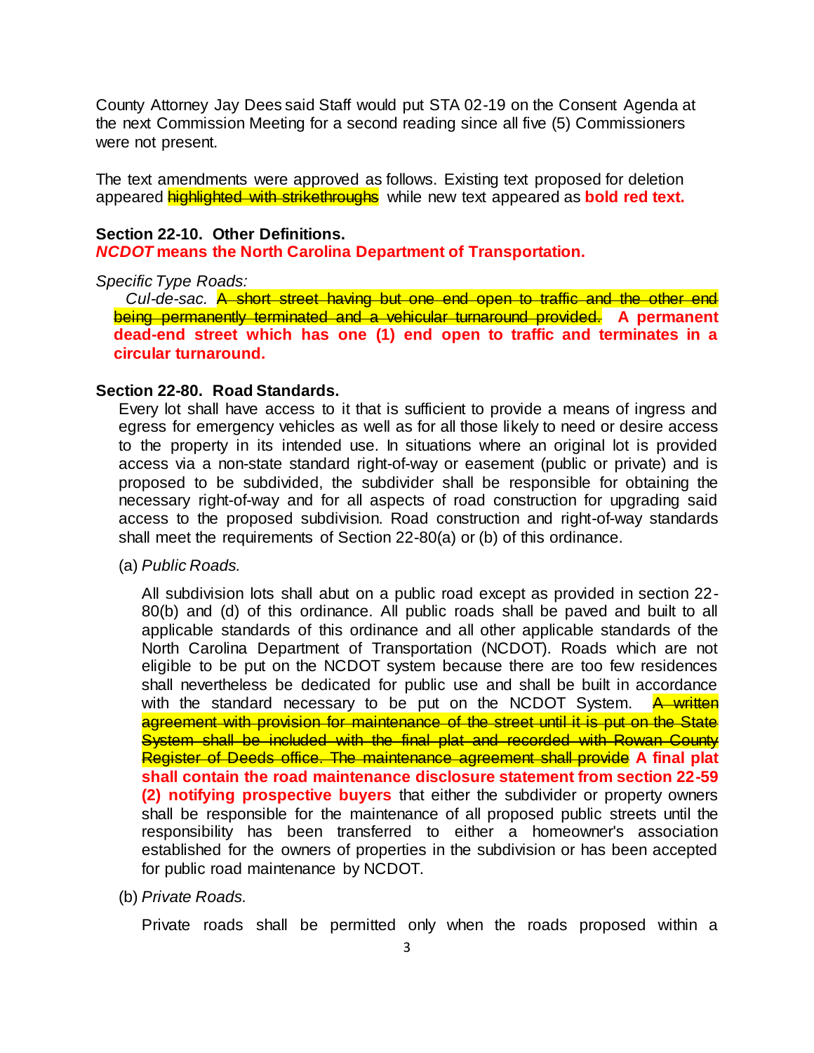County Attorney Jay Dees said Staff would put STA 02-19 on the Consent Agenda at the next Commission Meeting for a second reading since all five (5) Commissioners were not present.

The text amendments were approved as follows. Existing text proposed for deletion appeared ~~highlighted with strikethroughs~~ while new text appeared as **bold red text.**

**Section 22-10. Other Definitions.**
***NCDOT* means the North Carolina Department of Transportation.**

*Specific Type Roads:*

*Cul-de-sac.* ~~A short street having but one end open to traffic and the other end being permanently terminated and a vehicular turnaround provided.~~ **A permanent dead-end street which has one (1) end open to traffic and terminates in a circular turnaround.**

**Section 22-80. Road Standards.**

Every lot shall have access to it that is sufficient to provide a means of ingress and egress for emergency vehicles as well as for all those likely to need or desire access to the property in its intended use. In situations where an original lot is provided access via a non-state standard right-of-way or easement (public or private) and is proposed to be subdivided, the subdivider shall be responsible for obtaining the necessary right-of-way and for all aspects of road construction for upgrading said access to the proposed subdivision. Road construction and right-of-way standards shall meet the requirements of Section 22-80(a) or (b) of this ordinance.

(a) *Public Roads.*

All subdivision lots shall abut on a public road except as provided in section 22-80(b) and (d) of this ordinance. All public roads shall be paved and built to all applicable standards of this ordinance and all other applicable standards of the North Carolina Department of Transportation (NCDOT). Roads which are not eligible to be put on the NCDOT system because there are too few residences shall nevertheless be dedicated for public use and shall be built in accordance with the standard necessary to be put on the NCDOT System. ~~A written agreement with provision for maintenance of the street until it is put on the State System shall be included with the final plat and recorded with Rowan County Register of Deeds office. The maintenance agreement shall provide~~ **A final plat shall contain the road maintenance disclosure statement from section 22-59 (2) notifying prospective buyers** that either the subdivider or property owners shall be responsible for the maintenance of all proposed public streets until the responsibility has been transferred to either a homeowner's association established for the owners of properties in the subdivision or has been accepted for public road maintenance by NCDOT.

(b) *Private Roads.*

Private roads shall be permitted only when the roads proposed within a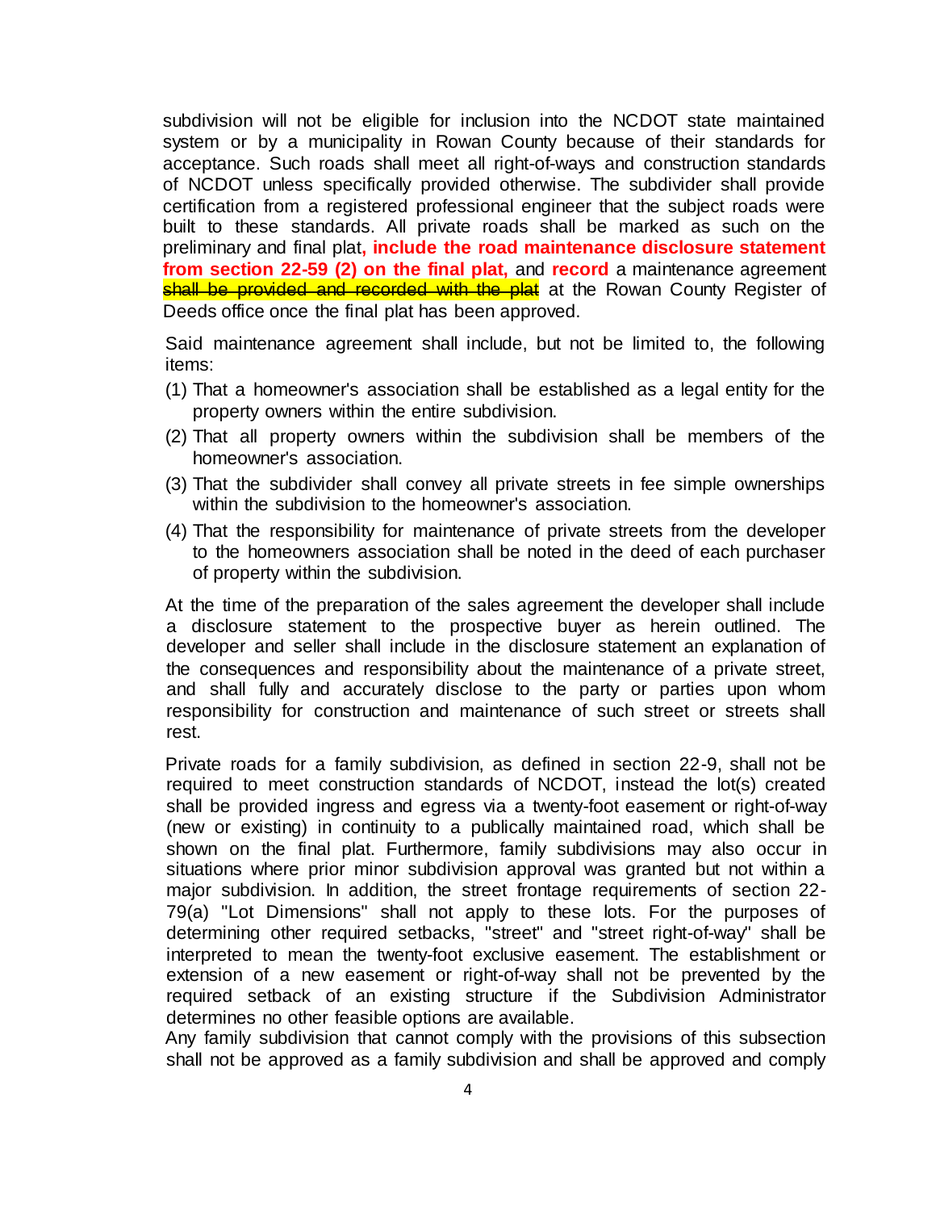subdivision will not be eligible for inclusion into the NCDOT state maintained system or by a municipality in Rowan County because of their standards for acceptance. Such roads shall meet all right-of-ways and construction standards of NCDOT unless specifically provided otherwise. The subdivider shall provide certification from a registered professional engineer that the subject roads were built to these standards. All private roads shall be marked as such on the preliminary and final plat**, include the road maintenance disclosure statement from section 22-59 (2) on the final plat,** and **record** a maintenance agreement ~~shall be provided and recorded with the plat~~ at the Rowan County Register of Deeds office once the final plat has been approved.

Said maintenance agreement shall include, but not be limited to, the following items:

(1) That a homeowner's association shall be established as a legal entity for the property owners within the entire subdivision.

(2) That all property owners within the subdivision shall be members of the homeowner's association.

(3) That the subdivider shall convey all private streets in fee simple ownerships within the subdivision to the homeowner's association.

(4) That the responsibility for maintenance of private streets from the developer to the homeowners association shall be noted in the deed of each purchaser of property within the subdivision.

At the time of the preparation of the sales agreement the developer shall include a disclosure statement to the prospective buyer as herein outlined. The developer and seller shall include in the disclosure statement an explanation of the consequences and responsibility about the maintenance of a private street, and shall fully and accurately disclose to the party or parties upon whom responsibility for construction and maintenance of such street or streets shall rest.

Private roads for a family subdivision, as defined in section 22-9, shall not be required to meet construction standards of NCDOT, instead the lot(s) created shall be provided ingress and egress via a twenty-foot easement or right-of-way (new or existing) in continuity to a publically maintained road, which shall be shown on the final plat. Furthermore, family subdivisions may also occur in situations where prior minor subdivision approval was granted but not within a major subdivision. In addition, the street frontage requirements of section 22-79(a) "Lot Dimensions" shall not apply to these lots. For the purposes of determining other required setbacks, "street" and "street right-of-way" shall be interpreted to mean the twenty-foot exclusive easement. The establishment or extension of a new easement or right-of-way shall not be prevented by the required setback of an existing structure if the Subdivision Administrator determines no other feasible options are available.

Any family subdivision that cannot comply with the provisions of this subsection shall not be approved as a family subdivision and shall be approved and comply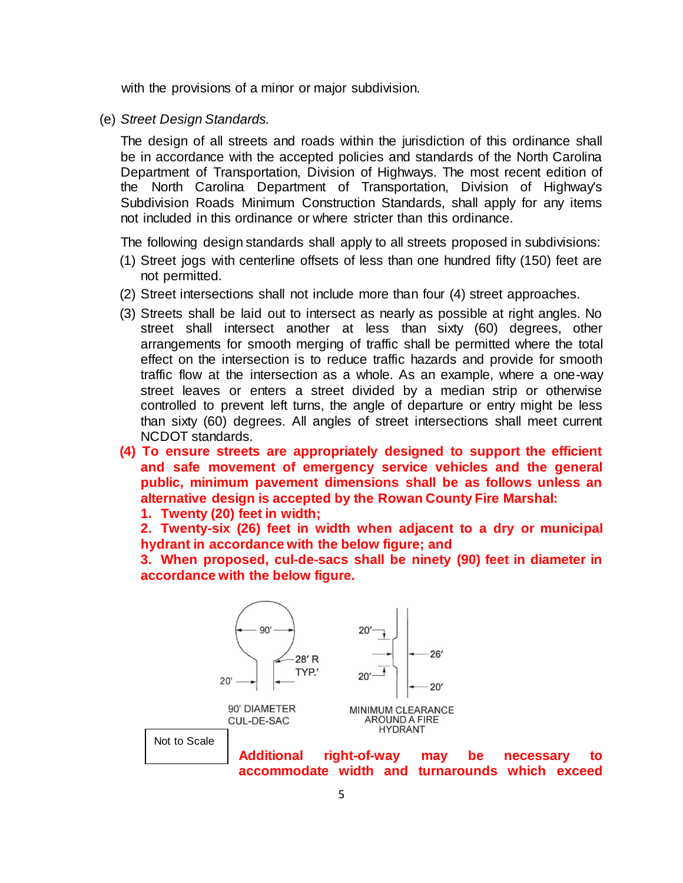with the provisions of a minor or major subdivision.

(e) *Street Design Standards.*

The design of all streets and roads within the jurisdiction of this ordinance shall be in accordance with the accepted policies and standards of the North Carolina Department of Transportation, Division of Highways. The most recent edition of the North Carolina Department of Transportation, Division of Highway's Subdivision Roads Minimum Construction Standards, shall apply for any items not included in this ordinance or where stricter than this ordinance.

The following design standards shall apply to all streets proposed in subdivisions:

(1) Street jogs with centerline offsets of less than one hundred fifty (150) feet are not permitted.

(2) Street intersections shall not include more than four (4) street approaches.

(3) Streets shall be laid out to intersect as nearly as possible at right angles. No street shall intersect another at less than sixty (60) degrees, other arrangements for smooth merging of traffic shall be permitted where the total effect on the intersection is to reduce traffic hazards and provide for smooth traffic flow at the intersection as a whole. As an example, where a one-way street leaves or enters a street divided by a median strip or otherwise controlled to prevent left turns, the angle of departure or entry might be less than sixty (60) degrees. All angles of street intersections shall meet current NCDOT standards.

**(4) To ensure streets are appropriately designed to support the efficient and safe movement of emergency service vehicles and the general public, minimum pavement dimensions shall be as follows unless an alternative design is accepted by the Rowan County Fire Marshal:**

**1. Twenty (20) feet in width;**

**2. Twenty-six (26) feet in width when adjacent to a dry or municipal hydrant in accordance with the below figure; and**

**3. When proposed, cul-de-sacs shall be ninety (90) feet in diameter in accordance with the below figure.**

90' — 28' R TYP.' — 20'

90' DIAMETER CUL-DE-SAC

20' — 26' — 20' — 20'

MINIMUM CLEARANCE AROUND A FIRE HYDRANT

Not to Scale

**Additional right-of-way may be necessary to accommodate width and turnarounds which exceed**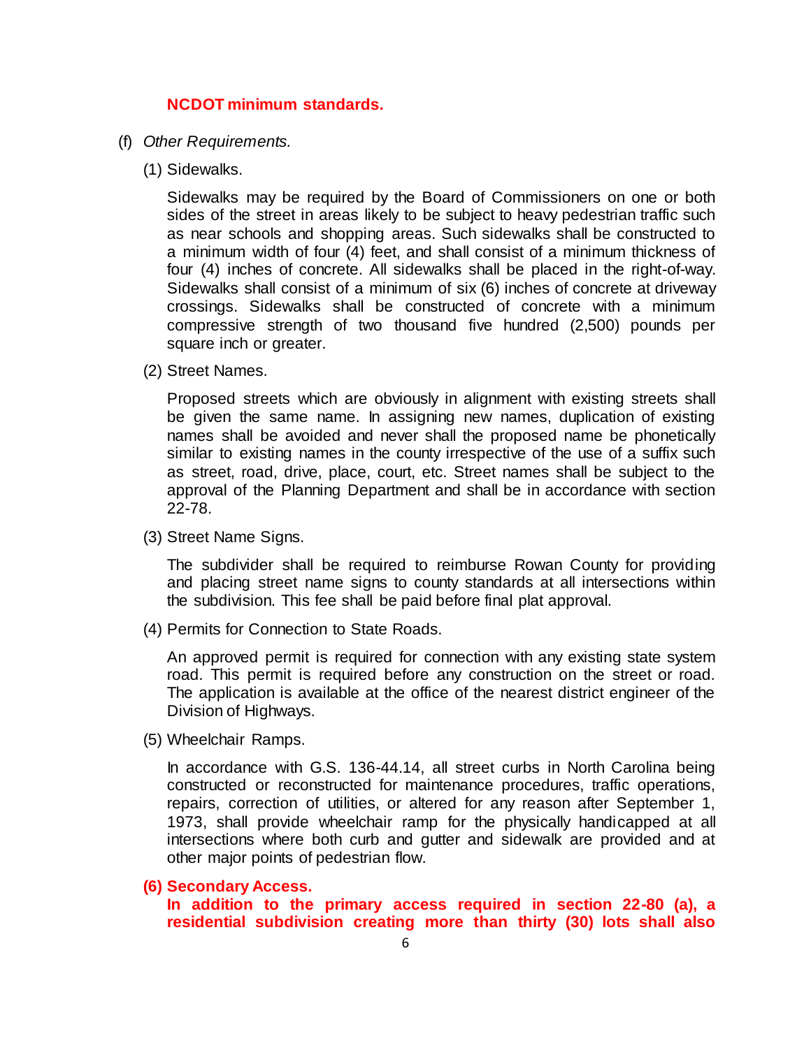**NCDOT minimum standards.**

(f) *Other Requirements.*

(1) Sidewalks.

Sidewalks may be required by the Board of Commissioners on one or both sides of the street in areas likely to be subject to heavy pedestrian traffic such as near schools and shopping areas. Such sidewalks shall be constructed to a minimum width of four (4) feet, and shall consist of a minimum thickness of four (4) inches of concrete. All sidewalks shall be placed in the right-of-way. Sidewalks shall consist of a minimum of six (6) inches of concrete at driveway crossings. Sidewalks shall be constructed of concrete with a minimum compressive strength of two thousand five hundred (2,500) pounds per square inch or greater.

(2) Street Names.

Proposed streets which are obviously in alignment with existing streets shall be given the same name. In assigning new names, duplication of existing names shall be avoided and never shall the proposed name be phonetically similar to existing names in the county irrespective of the use of a suffix such as street, road, drive, place, court, etc. Street names shall be subject to the approval of the Planning Department and shall be in accordance with section 22-78.

(3) Street Name Signs.

The subdivider shall be required to reimburse Rowan County for providing and placing street name signs to county standards at all intersections within the subdivision. This fee shall be paid before final plat approval.

(4) Permits for Connection to State Roads.

An approved permit is required for connection with any existing state system road. This permit is required before any construction on the street or road. The application is available at the office of the nearest district engineer of the Division of Highways.

(5) Wheelchair Ramps.

In accordance with G.S. 136-44.14, all street curbs in North Carolina being constructed or reconstructed for maintenance procedures, traffic operations, repairs, correction of utilities, or altered for any reason after September 1, 1973, shall provide wheelchair ramp for the physically handicapped at all intersections where both curb and gutter and sidewalk are provided and at other major points of pedestrian flow.

**(6) Secondary Access.**

**In addition to the primary access required in section 22-80 (a), a residential subdivision creating more than thirty (30) lots shall also**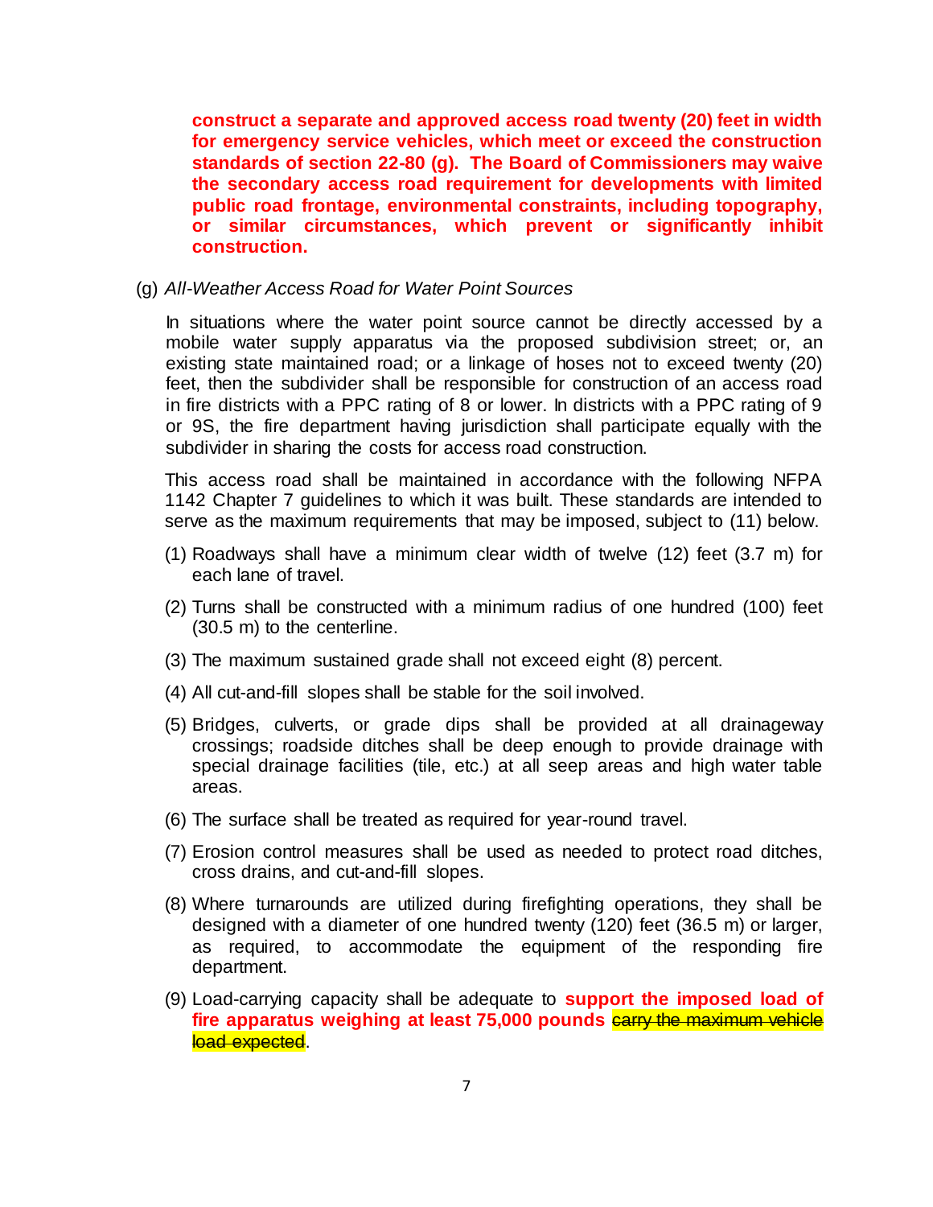**construct a separate and approved access road twenty (20) feet in width for emergency service vehicles, which meet or exceed the construction standards of section 22-80 (g). The Board of Commissioners may waive the secondary access road requirement for developments with limited public road frontage, environmental constraints, including topography, or similar circumstances, which prevent or significantly inhibit construction.**

(g) *All-Weather Access Road for Water Point Sources*

In situations where the water point source cannot be directly accessed by a mobile water supply apparatus via the proposed subdivision street; or, an existing state maintained road; or a linkage of hoses not to exceed twenty (20) feet, then the subdivider shall be responsible for construction of an access road in fire districts with a PPC rating of 8 or lower. In districts with a PPC rating of 9 or 9S, the fire department having jurisdiction shall participate equally with the subdivider in sharing the costs for access road construction.

This access road shall be maintained in accordance with the following NFPA 1142 Chapter 7 guidelines to which it was built. These standards are intended to serve as the maximum requirements that may be imposed, subject to (11) below.

(1) Roadways shall have a minimum clear width of twelve (12) feet (3.7 m) for each lane of travel.

(2) Turns shall be constructed with a minimum radius of one hundred (100) feet (30.5 m) to the centerline.

(3) The maximum sustained grade shall not exceed eight (8) percent.

(4) All cut-and-fill slopes shall be stable for the soil involved.

(5) Bridges, culverts, or grade dips shall be provided at all drainageway crossings; roadside ditches shall be deep enough to provide drainage with special drainage facilities (tile, etc.) at all seep areas and high water table areas.

(6) The surface shall be treated as required for year-round travel.

(7) Erosion control measures shall be used as needed to protect road ditches, cross drains, and cut-and-fill slopes.

(8) Where turnarounds are utilized during firefighting operations, they shall be designed with a diameter of one hundred twenty (120) feet (36.5 m) or larger, as required, to accommodate the equipment of the responding fire department.

(9) Load-carrying capacity shall be adequate to **support the imposed load of fire apparatus weighing at least 75,000 pounds** ~~carry the maximum vehicle load expected~~.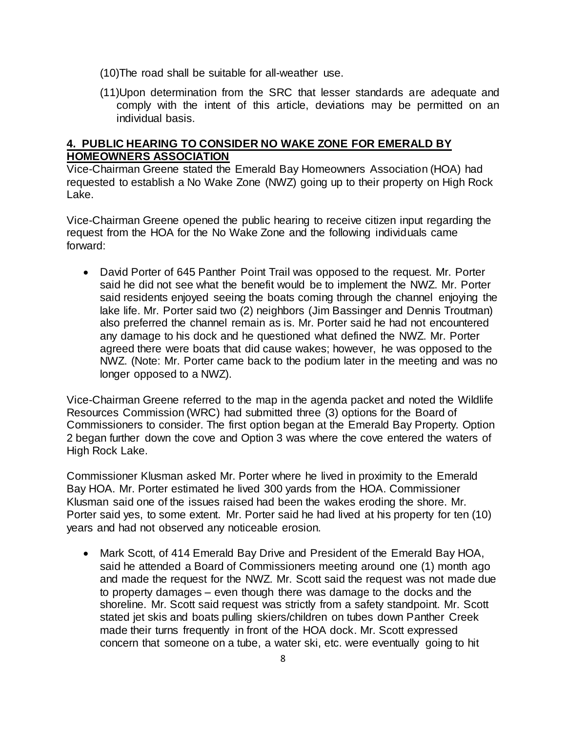(10)The road shall be suitable for all-weather use.

(11)Upon determination from the SRC that lesser standards are adequate and comply with the intent of this article, deviations may be permitted on an individual basis.

**4. PUBLIC HEARING TO CONSIDER NO WAKE ZONE FOR EMERALD BY HOMEOWNERS ASSOCIATION**

Vice-Chairman Greene stated the Emerald Bay Homeowners Association (HOA) had requested to establish a No Wake Zone (NWZ) going up to their property on High Rock Lake.

Vice-Chairman Greene opened the public hearing to receive citizen input regarding the request from the HOA for the No Wake Zone and the following individuals came forward:

- David Porter of 645 Panther Point Trail was opposed to the request. Mr. Porter said he did not see what the benefit would be to implement the NWZ. Mr. Porter said residents enjoyed seeing the boats coming through the channel enjoying the lake life. Mr. Porter said two (2) neighbors (Jim Bassinger and Dennis Troutman) also preferred the channel remain as is. Mr. Porter said he had not encountered any damage to his dock and he questioned what defined the NWZ. Mr. Porter agreed there were boats that did cause wakes; however, he was opposed to the NWZ. (Note: Mr. Porter came back to the podium later in the meeting and was no longer opposed to a NWZ).

Vice-Chairman Greene referred to the map in the agenda packet and noted the Wildlife Resources Commission (WRC) had submitted three (3) options for the Board of Commissioners to consider. The first option began at the Emerald Bay Property. Option 2 began further down the cove and Option 3 was where the cove entered the waters of High Rock Lake.

Commissioner Klusman asked Mr. Porter where he lived in proximity to the Emerald Bay HOA. Mr. Porter estimated he lived 300 yards from the HOA. Commissioner Klusman said one of the issues raised had been the wakes eroding the shore. Mr. Porter said yes, to some extent. Mr. Porter said he had lived at his property for ten (10) years and had not observed any noticeable erosion.

- Mark Scott, of 414 Emerald Bay Drive and President of the Emerald Bay HOA, said he attended a Board of Commissioners meeting around one (1) month ago and made the request for the NWZ. Mr. Scott said the request was not made due to property damages – even though there was damage to the docks and the shoreline. Mr. Scott said request was strictly from a safety standpoint. Mr. Scott stated jet skis and boats pulling skiers/children on tubes down Panther Creek made their turns frequently in front of the HOA dock. Mr. Scott expressed concern that someone on a tube, a water ski, etc. were eventually going to hit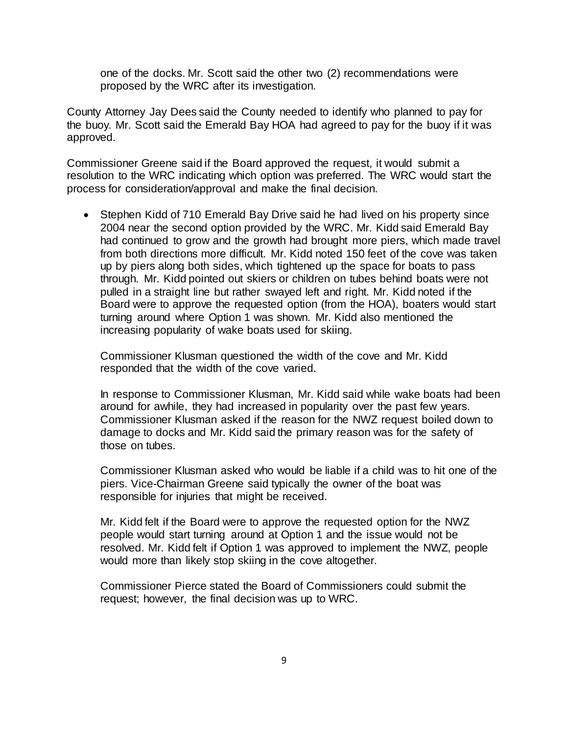one of the docks. Mr. Scott said the other two (2) recommendations were proposed by the WRC after its investigation.

County Attorney Jay Dees said the County needed to identify who planned to pay for the buoy. Mr. Scott said the Emerald Bay HOA had agreed to pay for the buoy if it was approved.

Commissioner Greene said if the Board approved the request, it would submit a resolution to the WRC indicating which option was preferred. The WRC would start the process for consideration/approval and make the final decision.

- Stephen Kidd of 710 Emerald Bay Drive said he had lived on his property since 2004 near the second option provided by the WRC. Mr. Kidd said Emerald Bay had continued to grow and the growth had brought more piers, which made travel from both directions more difficult. Mr. Kidd noted 150 feet of the cove was taken up by piers along both sides, which tightened up the space for boats to pass through. Mr. Kidd pointed out skiers or children on tubes behind boats were not pulled in a straight line but rather swayed left and right. Mr. Kidd noted if the Board were to approve the requested option (from the HOA), boaters would start turning around where Option 1 was shown. Mr. Kidd also mentioned the increasing popularity of wake boats used for skiing.

  Commissioner Klusman questioned the width of the cove and Mr. Kidd responded that the width of the cove varied.

  In response to Commissioner Klusman, Mr. Kidd said while wake boats had been around for awhile, they had increased in popularity over the past few years. Commissioner Klusman asked if the reason for the NWZ request boiled down to damage to docks and Mr. Kidd said the primary reason was for the safety of those on tubes.

  Commissioner Klusman asked who would be liable if a child was to hit one of the piers. Vice-Chairman Greene said typically the owner of the boat was responsible for injuries that might be received.

  Mr. Kidd felt if the Board were to approve the requested option for the NWZ people would start turning around at Option 1 and the issue would not be resolved. Mr. Kidd felt if Option 1 was approved to implement the NWZ, people would more than likely stop skiing in the cove altogether.

  Commissioner Pierce stated the Board of Commissioners could submit the request; however, the final decision was up to WRC.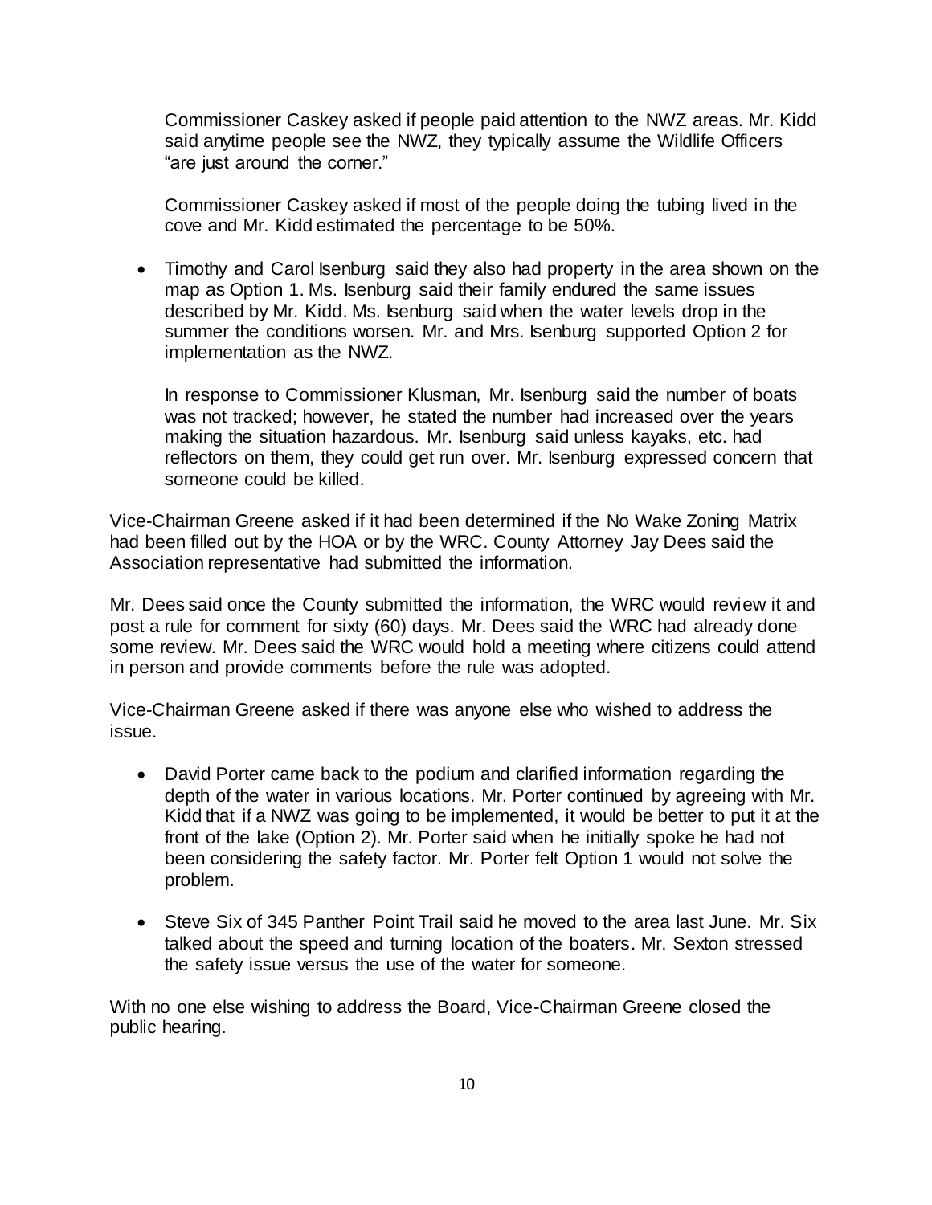Commissioner Caskey asked if people paid attention to the NWZ areas. Mr. Kidd said anytime people see the NWZ, they typically assume the Wildlife Officers "are just around the corner."

Commissioner Caskey asked if most of the people doing the tubing lived in the cove and Mr. Kidd estimated the percentage to be 50%.

- Timothy and Carol Isenburg said they also had property in the area shown on the map as Option 1. Ms. Isenburg said their family endured the same issues described by Mr. Kidd. Ms. Isenburg said when the water levels drop in the summer the conditions worsen. Mr. and Mrs. Isenburg supported Option 2 for implementation as the NWZ.

  In response to Commissioner Klusman, Mr. Isenburg said the number of boats was not tracked; however, he stated the number had increased over the years making the situation hazardous. Mr. Isenburg said unless kayaks, etc. had reflectors on them, they could get run over. Mr. Isenburg expressed concern that someone could be killed.

Vice-Chairman Greene asked if it had been determined if the No Wake Zoning Matrix had been filled out by the HOA or by the WRC. County Attorney Jay Dees said the Association representative had submitted the information.

Mr. Dees said once the County submitted the information, the WRC would review it and post a rule for comment for sixty (60) days. Mr. Dees said the WRC had already done some review. Mr. Dees said the WRC would hold a meeting where citizens could attend in person and provide comments before the rule was adopted.

Vice-Chairman Greene asked if there was anyone else who wished to address the issue.

- David Porter came back to the podium and clarified information regarding the depth of the water in various locations. Mr. Porter continued by agreeing with Mr. Kidd that if a NWZ was going to be implemented, it would be better to put it at the front of the lake (Option 2). Mr. Porter said when he initially spoke he had not been considering the safety factor. Mr. Porter felt Option 1 would not solve the problem.

- Steve Six of 345 Panther Point Trail said he moved to the area last June. Mr. Six talked about the speed and turning location of the boaters. Mr. Sexton stressed the safety issue versus the use of the water for someone.

With no one else wishing to address the Board, Vice-Chairman Greene closed the public hearing.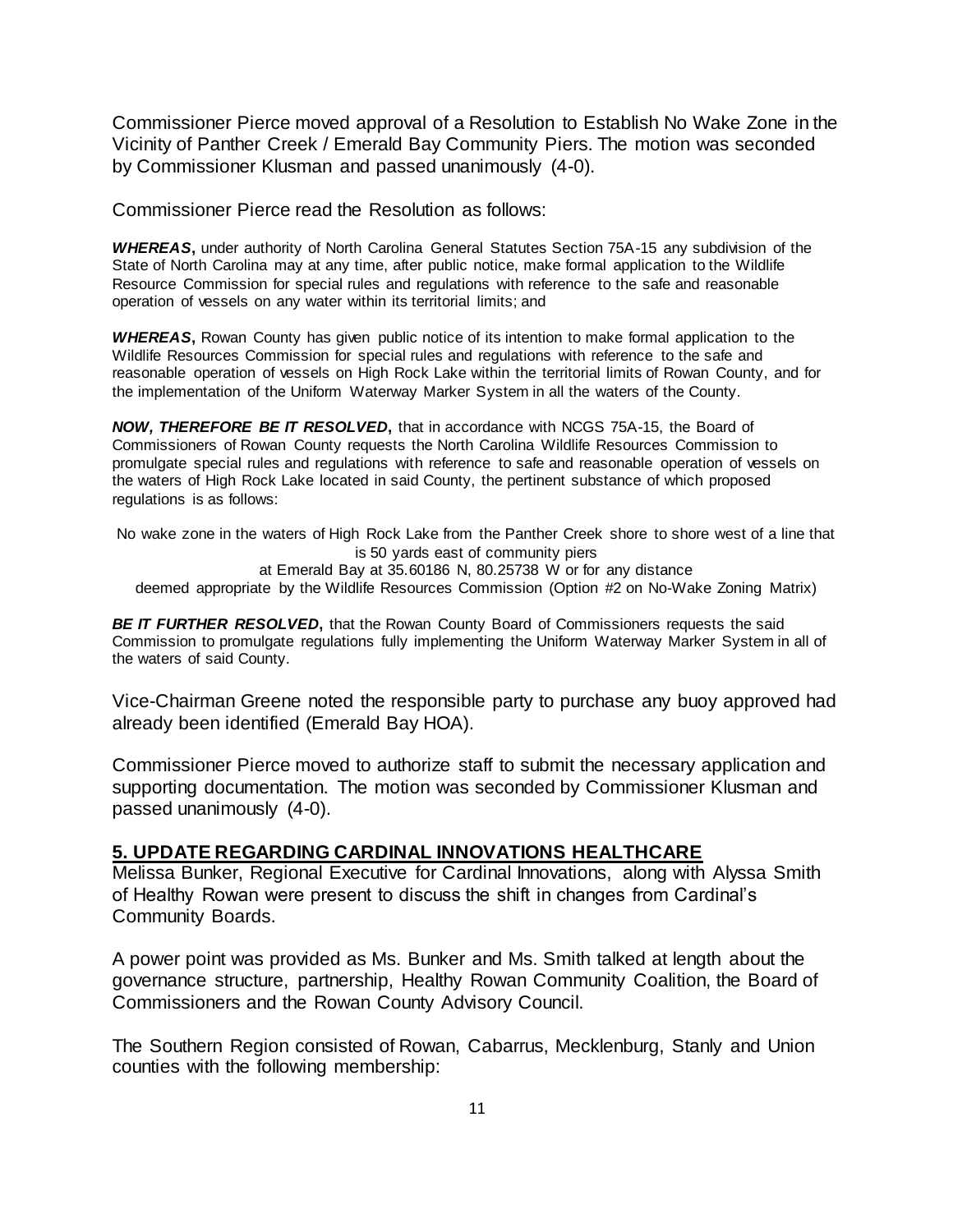Commissioner Pierce moved approval of a Resolution to Establish No Wake Zone in the Vicinity of Panther Creek / Emerald Bay Community Piers. The motion was seconded by Commissioner Klusman and passed unanimously (4-0).

Commissioner Pierce read the Resolution as follows:

***WHEREAS*****,** under authority of North Carolina General Statutes Section 75A-15 any subdivision of the State of North Carolina may at any time, after public notice, make formal application to the Wildlife Resource Commission for special rules and regulations with reference to the safe and reasonable operation of vessels on any water within its territorial limits; and

***WHEREAS*****,** Rowan County has given public notice of its intention to make formal application to the Wildlife Resources Commission for special rules and regulations with reference to the safe and reasonable operation of vessels on High Rock Lake within the territorial limits of Rowan County, and for the implementation of the Uniform Waterway Marker System in all the waters of the County.

***NOW, THEREFORE BE IT RESOLVED*****,** that in accordance with NCGS 75A-15, the Board of Commissioners of Rowan County requests the North Carolina Wildlife Resources Commission to promulgate special rules and regulations with reference to safe and reasonable operation of vessels on the waters of High Rock Lake located in said County, the pertinent substance of which proposed regulations is as follows:

No wake zone in the waters of High Rock Lake from the Panther Creek shore to shore west of a line that is 50 yards east of community piers
at Emerald Bay at 35.60186 N, 80.25738 W or for any distance
deemed appropriate by the Wildlife Resources Commission (Option #2 on No-Wake Zoning Matrix)

***BE IT FURTHER RESOLVED*****,** that the Rowan County Board of Commissioners requests the said Commission to promulgate regulations fully implementing the Uniform Waterway Marker System in all of the waters of said County.

Vice-Chairman Greene noted the responsible party to purchase any buoy approved had already been identified (Emerald Bay HOA).

Commissioner Pierce moved to authorize staff to submit the necessary application and supporting documentation. The motion was seconded by Commissioner Klusman and passed unanimously (4-0).

## 5. UPDATE REGARDING CARDINAL INNOVATIONS HEALTHCARE

Melissa Bunker, Regional Executive for Cardinal Innovations, along with Alyssa Smith of Healthy Rowan were present to discuss the shift in changes from Cardinal's Community Boards.

A power point was provided as Ms. Bunker and Ms. Smith talked at length about the governance structure, partnership, Healthy Rowan Community Coalition, the Board of Commissioners and the Rowan County Advisory Council.

The Southern Region consisted of Rowan, Cabarrus, Mecklenburg, Stanly and Union counties with the following membership: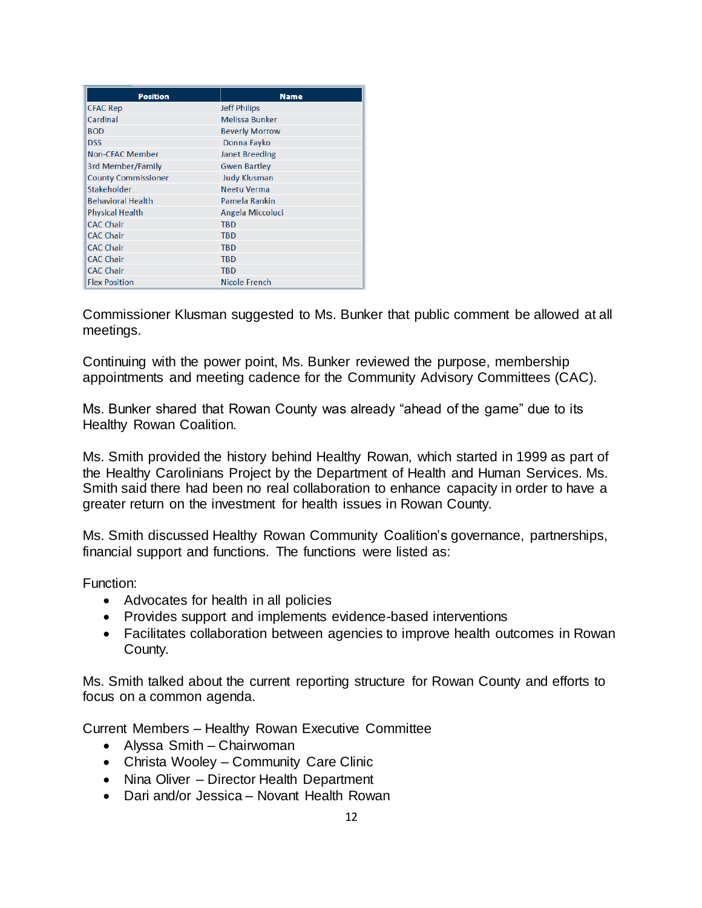| Position | Name |
|---|---|
| CFAC Rep | Jeff Philips |
| Cardinal | Melissa Bunker |
| BOD | Beverly Morrow |
| DSS | Donna Fayko |
| Non-CFAC Member | Janet Breeding |
| 3rd Member/Family | Gwen Bartley |
| County Commissioner | Judy Klusman |
| Stakeholder | Neetu Verma |
| Behavioral Health | Pamela Rankin |
| Physical Health | Angela Miccoluci |
| CAC Chair | TBD |
| CAC Chair | TBD |
| CAC Chair | TBD |
| CAC Chair | TBD |
| CAC Chair | TBD |
| Flex Position | Nicole French |

Commissioner Klusman suggested to Ms. Bunker that public comment be allowed at all meetings.

Continuing with the power point, Ms. Bunker reviewed the purpose, membership appointments and meeting cadence for the Community Advisory Committees (CAC).

Ms. Bunker shared that Rowan County was already "ahead of the game" due to its Healthy Rowan Coalition.

Ms. Smith provided the history behind Healthy Rowan, which started in 1999 as part of the Healthy Carolinians Project by the Department of Health and Human Services. Ms. Smith said there had been no real collaboration to enhance capacity in order to have a greater return on the investment for health issues in Rowan County.

Ms. Smith discussed Healthy Rowan Community Coalition's governance, partnerships, financial support and functions. The functions were listed as:

Function:

- Advocates for health in all policies
- Provides support and implements evidence-based interventions
- Facilitates collaboration between agencies to improve health outcomes in Rowan County.

Ms. Smith talked about the current reporting structure for Rowan County and efforts to focus on a common agenda.

Current Members – Healthy Rowan Executive Committee

- Alyssa Smith – Chairwoman
- Christa Wooley – Community Care Clinic
- Nina Oliver – Director Health Department
- Dari and/or Jessica – Novant Health Rowan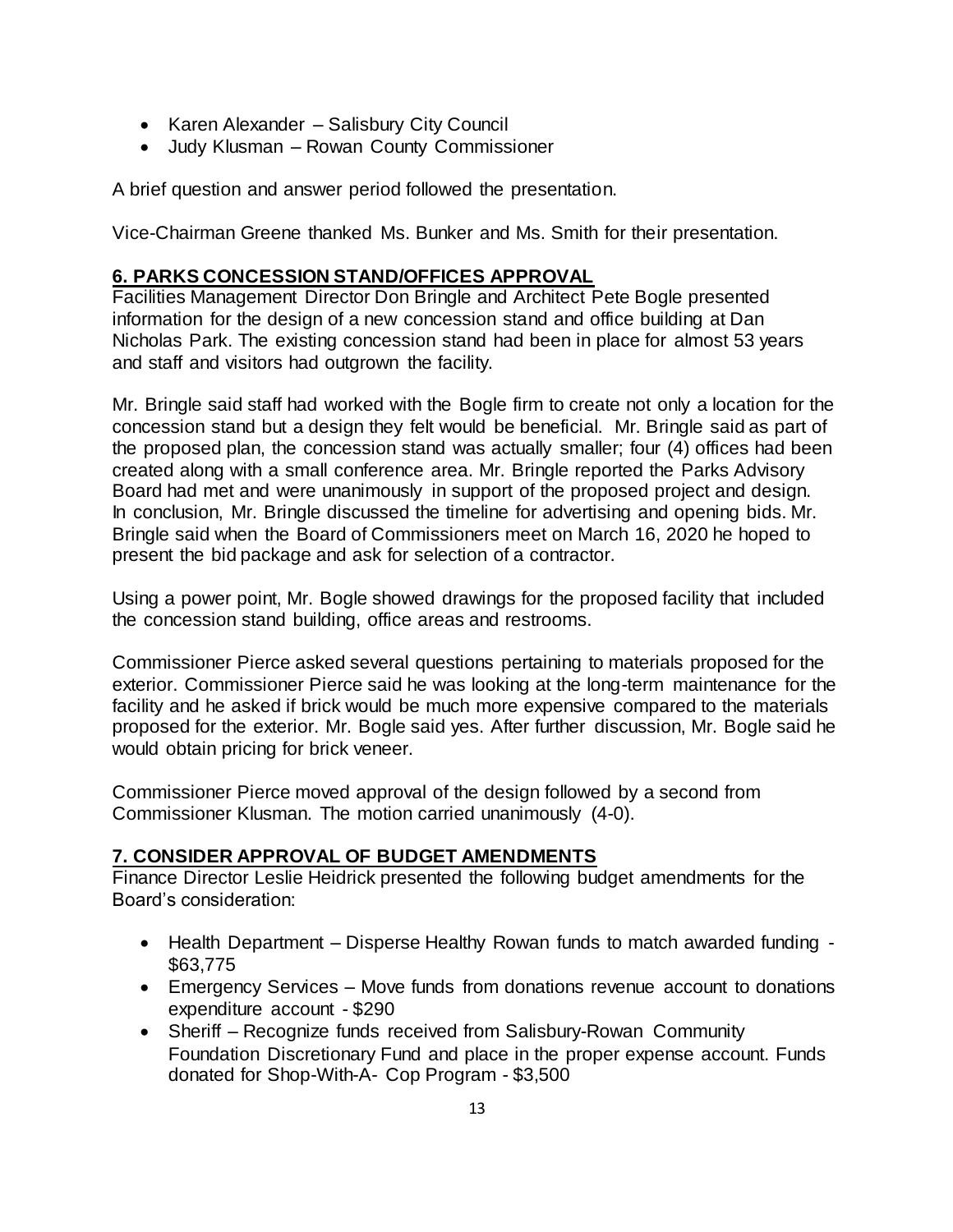- Karen Alexander – Salisbury City Council
- Judy Klusman – Rowan County Commissioner

A brief question and answer period followed the presentation.

Vice-Chairman Greene thanked Ms. Bunker and Ms. Smith for their presentation.

## 6. PARKS CONCESSION STAND/OFFICES APPROVAL

Facilities Management Director Don Bringle and Architect Pete Bogle presented information for the design of a new concession stand and office building at Dan Nicholas Park. The existing concession stand had been in place for almost 53 years and staff and visitors had outgrown the facility.

Mr. Bringle said staff had worked with the Bogle firm to create not only a location for the concession stand but a design they felt would be beneficial. Mr. Bringle said as part of the proposed plan, the concession stand was actually smaller; four (4) offices had been created along with a small conference area. Mr. Bringle reported the Parks Advisory Board had met and were unanimously in support of the proposed project and design. In conclusion, Mr. Bringle discussed the timeline for advertising and opening bids. Mr. Bringle said when the Board of Commissioners meet on March 16, 2020 he hoped to present the bid package and ask for selection of a contractor.

Using a power point, Mr. Bogle showed drawings for the proposed facility that included the concession stand building, office areas and restrooms.

Commissioner Pierce asked several questions pertaining to materials proposed for the exterior. Commissioner Pierce said he was looking at the long-term maintenance for the facility and he asked if brick would be much more expensive compared to the materials proposed for the exterior. Mr. Bogle said yes. After further discussion, Mr. Bogle said he would obtain pricing for brick veneer.

Commissioner Pierce moved approval of the design followed by a second from Commissioner Klusman. The motion carried unanimously (4-0).

## 7. CONSIDER APPROVAL OF BUDGET AMENDMENTS

Finance Director Leslie Heidrick presented the following budget amendments for the Board's consideration:

- Health Department – Disperse Healthy Rowan funds to match awarded funding - $63,775
- Emergency Services – Move funds from donations revenue account to donations expenditure account - $290
- Sheriff – Recognize funds received from Salisbury-Rowan Community Foundation Discretionary Fund and place in the proper expense account. Funds donated for Shop-With-A- Cop Program - $3,500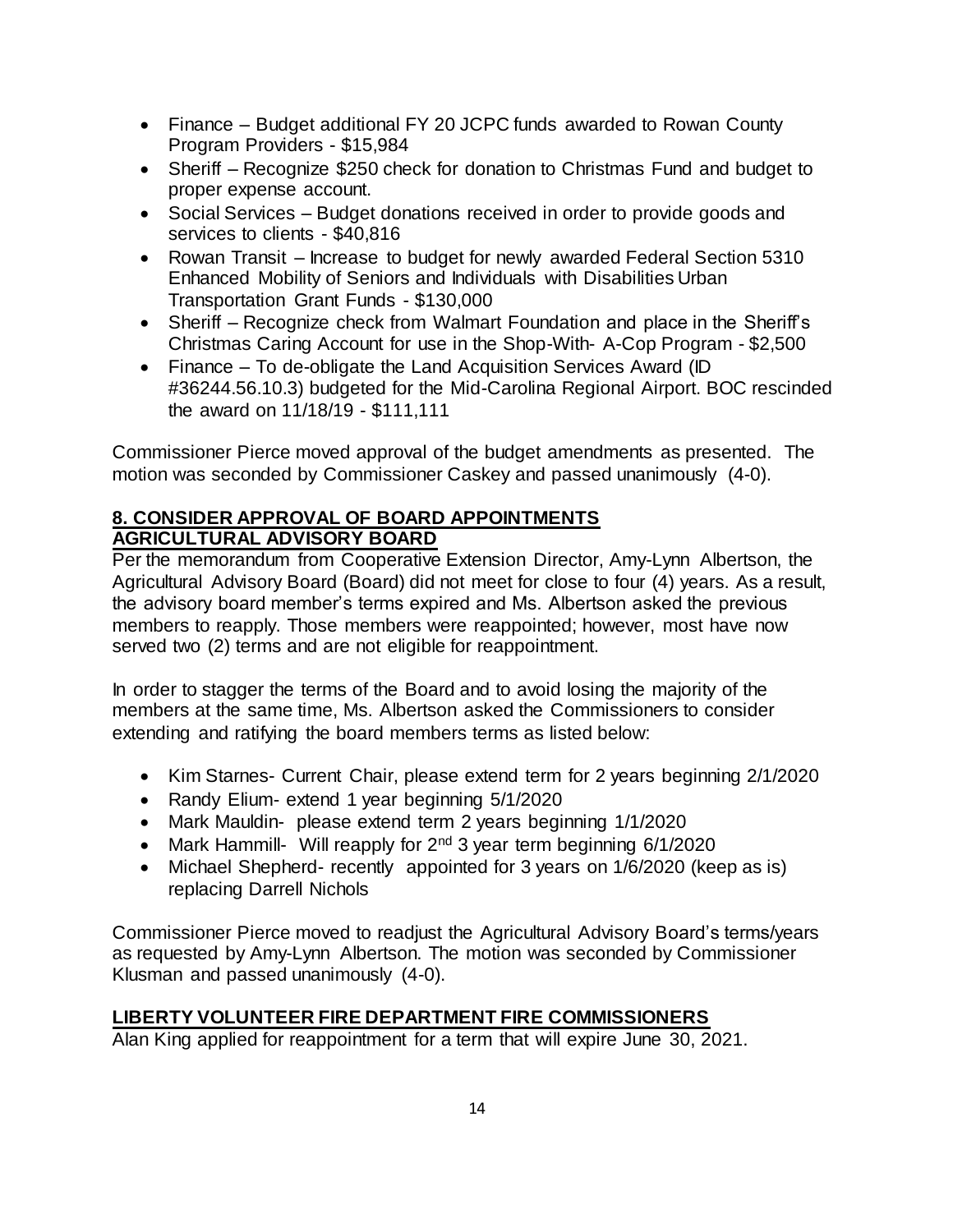- Finance – Budget additional FY 20 JCPC funds awarded to Rowan County Program Providers - $15,984
- Sheriff – Recognize $250 check for donation to Christmas Fund and budget to proper expense account.
- Social Services – Budget donations received in order to provide goods and services to clients - $40,816
- Rowan Transit – Increase to budget for newly awarded Federal Section 5310 Enhanced Mobility of Seniors and Individuals with Disabilities Urban Transportation Grant Funds - $130,000
- Sheriff – Recognize check from Walmart Foundation and place in the Sheriff's Christmas Caring Account for use in the Shop-With- A-Cop Program - $2,500
- Finance – To de-obligate the Land Acquisition Services Award (ID #36244.56.10.3) budgeted for the Mid-Carolina Regional Airport. BOC rescinded the award on 11/18/19 - $111,111

Commissioner Pierce moved approval of the budget amendments as presented. The motion was seconded by Commissioner Caskey and passed unanimously (4-0).

**8. CONSIDER APPROVAL OF BOARD APPOINTMENTS**

**AGRICULTURAL ADVISORY BOARD**

Per the memorandum from Cooperative Extension Director, Amy-Lynn Albertson, the Agricultural Advisory Board (Board) did not meet for close to four (4) years. As a result, the advisory board member's terms expired and Ms. Albertson asked the previous members to reapply. Those members were reappointed; however, most have now served two (2) terms and are not eligible for reappointment.

In order to stagger the terms of the Board and to avoid losing the majority of the members at the same time, Ms. Albertson asked the Commissioners to consider extending and ratifying the board members terms as listed below:

- Kim Starnes- Current Chair, please extend term for 2 years beginning 2/1/2020
- Randy Elium- extend 1 year beginning 5/1/2020
- Mark Mauldin- please extend term 2 years beginning 1/1/2020
- Mark Hammill- Will reapply for 2nd 3 year term beginning 6/1/2020
- Michael Shepherd- recently appointed for 3 years on 1/6/2020 (keep as is) replacing Darrell Nichols

Commissioner Pierce moved to readjust the Agricultural Advisory Board's terms/years as requested by Amy-Lynn Albertson. The motion was seconded by Commissioner Klusman and passed unanimously (4-0).

**LIBERTY VOLUNTEER FIRE DEPARTMENT FIRE COMMISSIONERS**

Alan King applied for reappointment for a term that will expire June 30, 2021.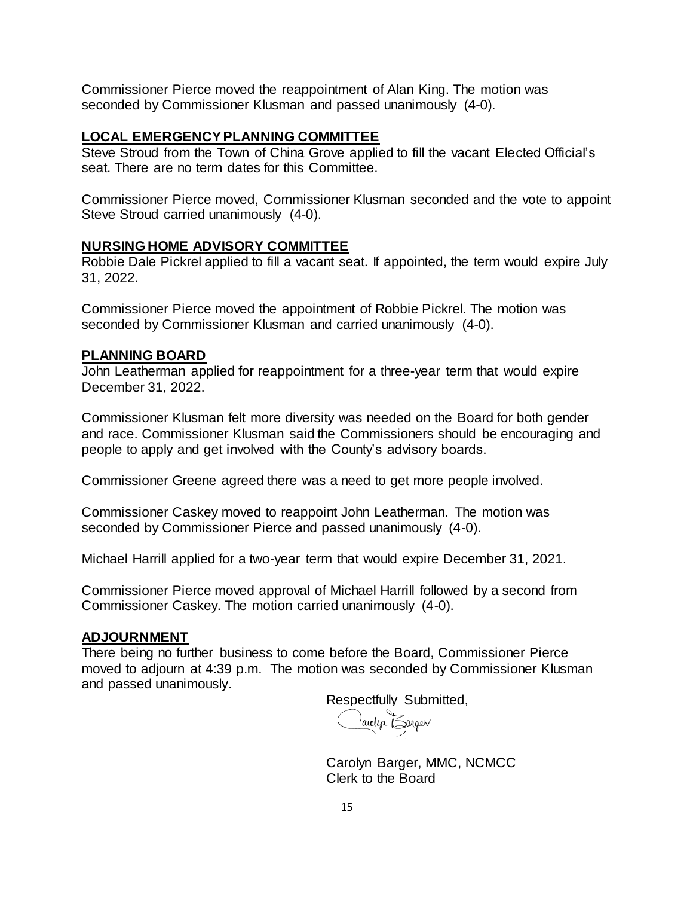Commissioner Pierce moved the reappointment of Alan King. The motion was seconded by Commissioner Klusman and passed unanimously (4-0).

## LOCAL EMERGENCY PLANNING COMMITTEE

Steve Stroud from the Town of China Grove applied to fill the vacant Elected Official's seat. There are no term dates for this Committee.

Commissioner Pierce moved, Commissioner Klusman seconded and the vote to appoint Steve Stroud carried unanimously (4-0).

## NURSING HOME ADVISORY COMMITTEE

Robbie Dale Pickrel applied to fill a vacant seat. If appointed, the term would expire July 31, 2022.

Commissioner Pierce moved the appointment of Robbie Pickrel. The motion was seconded by Commissioner Klusman and carried unanimously (4-0).

## PLANNING BOARD

John Leatherman applied for reappointment for a three-year term that would expire December 31, 2022.

Commissioner Klusman felt more diversity was needed on the Board for both gender and race. Commissioner Klusman said the Commissioners should be encouraging and people to apply and get involved with the County's advisory boards.

Commissioner Greene agreed there was a need to get more people involved.

Commissioner Caskey moved to reappoint John Leatherman. The motion was seconded by Commissioner Pierce and passed unanimously (4-0).

Michael Harrill applied for a two-year term that would expire December 31, 2021.

Commissioner Pierce moved approval of Michael Harrill followed by a second from Commissioner Caskey. The motion carried unanimously (4-0).

## ADJOURNMENT

There being no further business to come before the Board, Commissioner Pierce moved to adjourn at 4:39 p.m. The motion was seconded by Commissioner Klusman and passed unanimously.

Respectfully Submitted,

Carolyn Barger

Carolyn Barger, MMC, NCMCC
Clerk to the Board